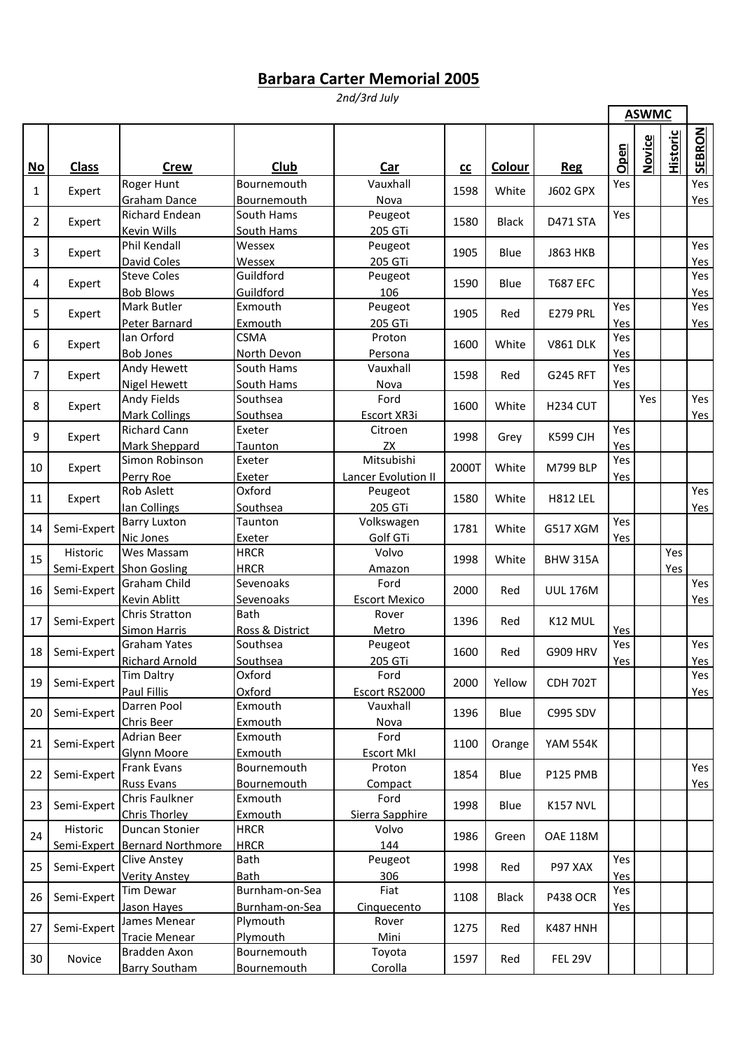# Barbara Carter Memorial 2005

*2nd/3rd July*

| No | Class | Crew | Club | Car | cc | Colour | Reg | ASWMC Open | ASWMC Novice | ASWMC Historic | SEBRON |
|---|---|---|---|---|---|---|---|---|---|---|---|
| 1 | Expert | Roger Hunt<br>Graham Dance | Bournemouth<br>Bournemouth | Vauxhall<br>Nova | 1598 | White | J602 GPX | Yes | | | Yes<br>Yes |
| 2 | Expert | Richard Endean<br>Kevin Wills | South Hams<br>South Hams | Peugeot<br>205 GTi | 1580 | Black | D471 STA | Yes | | | |
| 3 | Expert | Phil Kendall<br>David Coles | Wessex<br>Wessex | Peugeot<br>205 GTi | 1905 | Blue | J863 HKB | | | | Yes<br>Yes |
| 4 | Expert | Steve Coles<br>Bob Blows | Guildford<br>Guildford | Peugeot<br>106 | 1590 | Blue | T687 EFC | | | | Yes<br>Yes |
| 5 | Expert | Mark Butler<br>Peter Barnard | Exmouth<br>Exmouth | Peugeot<br>205 GTi | 1905 | Red | E279 PRL | Yes<br>Yes | | | Yes<br>Yes |
| 6 | Expert | Ian Orford<br>Bob Jones | CSMA<br>North Devon | Proton<br>Persona | 1600 | White | V861 DLK | Yes<br>Yes | | | |
| 7 | Expert | Andy Hewett<br>Nigel Hewett | South Hams<br>South Hams | Vauxhall<br>Nova | 1598 | Red | G245 RFT | Yes<br>Yes | | | |
| 8 | Expert | Andy Fields<br>Mark Collings | Southsea<br>Southsea | Ford<br>Escort XR3i | 1600 | White | H234 CUT | | Yes | | Yes<br>Yes |
| 9 | Expert | Richard Cann<br>Mark Sheppard | Exeter<br>Taunton | Citroen<br>ZX | 1998 | Grey | K599 CJH | Yes<br>Yes | | | |
| 10 | Expert | Simon Robinson<br>Perry Roe | Exeter<br>Exeter | Mitsubishi<br>Lancer Evolution II | 2000T | White | M799 BLP | Yes<br>Yes | | | |
| 11 | Expert | Rob Aslett<br>Ian Collings | Oxford<br>Southsea | Peugeot<br>205 GTi | 1580 | White | H812 LEL | | | | Yes<br>Yes |
| 14 | Semi-Expert | Barry Luxton<br>Nic Jones | Taunton<br>Exeter | Volkswagen<br>Golf GTi | 1781 | White | G517 XGM | Yes<br>Yes | | | |
| 15 | Historic<br>Semi-Expert | Wes Massam<br>Shon Gosling | HRCR<br>HRCR | Volvo<br>Amazon | 1998 | White | BHW 315A | | | Yes<br>Yes | |
| 16 | Semi-Expert | Graham Child<br>Kevin Ablitt | Sevenoaks<br>Sevenoaks | Ford<br>Escort Mexico | 2000 | Red | UUL 176M | | | | Yes<br>Yes |
| 17 | Semi-Expert | Chris Stratton<br>Simon Harris | Bath<br>Ross & District | Rover<br>Metro | 1396 | Red | K12 MUL | Yes | | | |
| 18 | Semi-Expert | Graham Yates<br>Richard Arnold | Southsea<br>Southsea | Peugeot<br>205 GTi | 1600 | Red | G909 HRV | Yes<br>Yes | | | Yes<br>Yes |
| 19 | Semi-Expert | Tim Daltry<br>Paul Fillis | Oxford<br>Oxford | Ford<br>Escort RS2000 | 2000 | Yellow | CDH 702T | | | | Yes<br>Yes |
| 20 | Semi-Expert | Darren Pool<br>Chris Beer | Exmouth<br>Exmouth | Vauxhall<br>Nova | 1396 | Blue | C995 SDV | | | | |
| 21 | Semi-Expert | Adrian Beer<br>Glynn Moore | Exmouth<br>Exmouth | Ford<br>Escort MkI | 1100 | Orange | YAM 554K | | | | |
| 22 | Semi-Expert | Frank Evans<br>Russ Evans | Bournemouth<br>Bournemouth | Proton<br>Compact | 1854 | Blue | P125 PMB | | | | Yes<br>Yes |
| 23 | Semi-Expert | Chris Faulkner<br>Chris Thorley | Exmouth<br>Exmouth | Ford<br>Sierra Sapphire | 1998 | Blue | K157 NVL | | | | |
| 24 | Historic<br>Semi-Expert | Duncan Stonier<br>Bernard Northmore | HRCR<br>HRCR | Volvo<br>144 | 1986 | Green | OAE 118M | | | | |
| 25 | Semi-Expert | Clive Anstey<br>Verity Anstey | Bath<br>Bath | Peugeot<br>306 | 1998 | Red | P97 XAX | Yes<br>Yes | | | |
| 26 | Semi-Expert | Tim Dewar<br>Jason Hayes | Burnham-on-Sea<br>Burnham-on-Sea | Fiat<br>Cinquecento | 1108 | Black | P438 OCR | Yes<br>Yes | | | |
| 27 | Semi-Expert | James Menear<br>Tracie Menear | Plymouth<br>Plymouth | Rover<br>Mini | 1275 | Red | K487 HNH | | | | |
| 30 | Novice | Bradden Axon<br>Barry Southam | Bournemouth<br>Bournemouth | Toyota<br>Corolla | 1597 | Red | FEL 29V | | | | |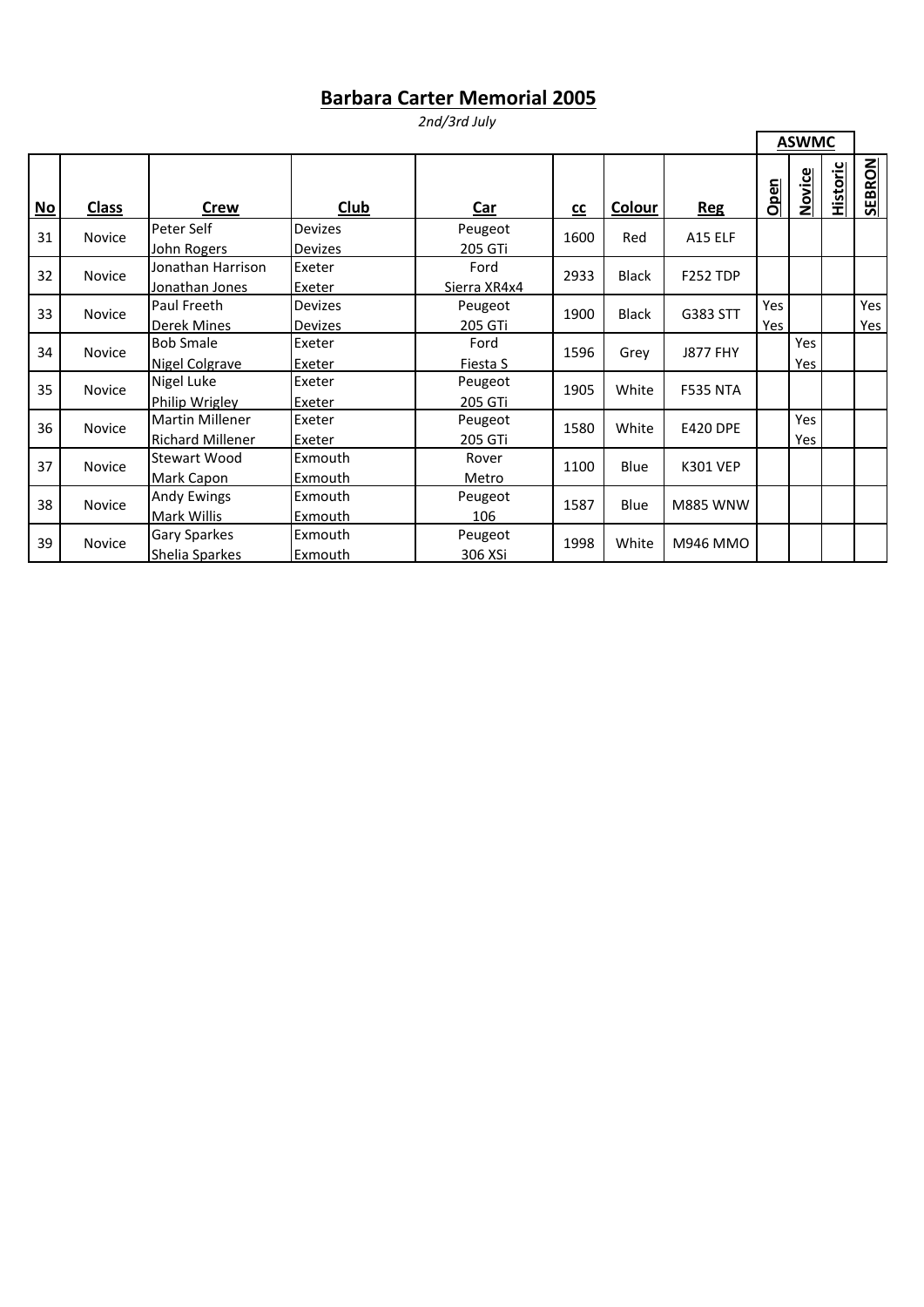# Barbara Carter Memorial 2005

*2nd/3rd July*

| | | | | | | | | ASWMC | | | |
|---|---|---|---|---|---|---|---|---|---|---|---|
| **No** | **Class** | **Crew** | **Club** | **Car** | **cc** | **Colour** | **Reg** | **Open** | **Novice** | **Historic** | **SEBRON** |
| 31 | Novice | Peter Self<br>John Rogers | Devizes<br>Devizes | Peugeot<br>205 GTi | 1600 | Red | A15 ELF | | | | |
| 32 | Novice | Jonathan Harrison<br>Jonathan Jones | Exeter<br>Exeter | Ford<br>Sierra XR4x4 | 2933 | Black | F252 TDP | | | | |
| 33 | Novice | Paul Freeth<br>Derek Mines | Devizes<br>Devizes | Peugeot<br>205 GTi | 1900 | Black | G383 STT | Yes<br>Yes | | | Yes<br>Yes |
| 34 | Novice | Bob Smale<br>Nigel Colgrave | Exeter<br>Exeter | Ford<br>Fiesta S | 1596 | Grey | J877 FHY | | Yes<br>Yes | | |
| 35 | Novice | Nigel Luke<br>Philip Wrigley | Exeter<br>Exeter | Peugeot<br>205 GTi | 1905 | White | F535 NTA | | | | |
| 36 | Novice | Martin Millener<br>Richard Millener | Exeter<br>Exeter | Peugeot<br>205 GTi | 1580 | White | E420 DPE | | Yes<br>Yes | | |
| 37 | Novice | Stewart Wood<br>Mark Capon | Exmouth<br>Exmouth | Rover<br>Metro | 1100 | Blue | K301 VEP | | | | |
| 38 | Novice | Andy Ewings<br>Mark Willis | Exmouth<br>Exmouth | Peugeot<br>106 | 1587 | Blue | M885 WNW | | | | |
| 39 | Novice | Gary Sparkes<br>Shelia Sparkes | Exmouth<br>Exmouth | Peugeot<br>306 XSi | 1998 | White | M946 MMO | | | | |